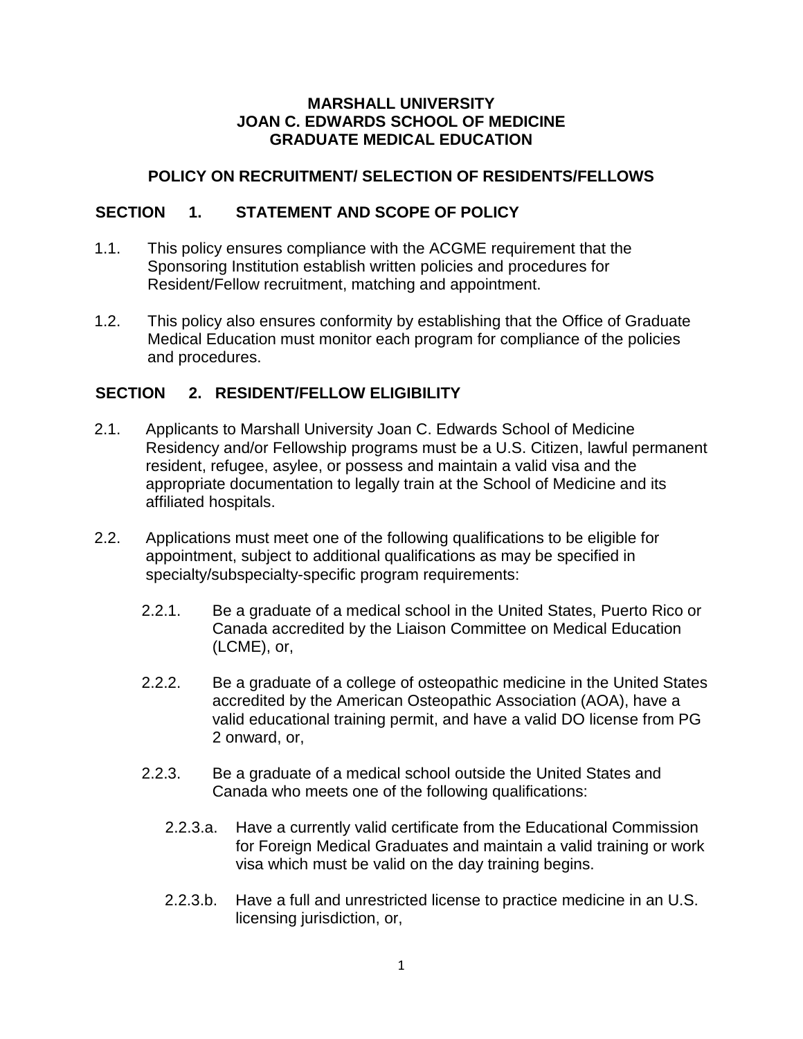**MARSHALL UNIVERSITY**
**JOAN C. EDWARDS SCHOOL OF MEDICINE**
**GRADUATE MEDICAL EDUCATION**

# POLICY ON RECRUITMENT/ SELECTION OF RESIDENTS/FELLOWS

## SECTION 1. STATEMENT AND SCOPE OF POLICY

1.1. This policy ensures compliance with the ACGME requirement that the Sponsoring Institution establish written policies and procedures for Resident/Fellow recruitment, matching and appointment.

1.2. This policy also ensures conformity by establishing that the Office of Graduate Medical Education must monitor each program for compliance of the policies and procedures.

## SECTION 2. RESIDENT/FELLOW ELIGIBILITY

2.1. Applicants to Marshall University Joan C. Edwards School of Medicine Residency and/or Fellowship programs must be a U.S. Citizen, lawful permanent resident, refugee, asylee, or possess and maintain a valid visa and the appropriate documentation to legally train at the School of Medicine and its affiliated hospitals.

2.2. Applications must meet one of the following qualifications to be eligible for appointment, subject to additional qualifications as may be specified in specialty/subspecialty-specific program requirements:

2.2.1. Be a graduate of a medical school in the United States, Puerto Rico or Canada accredited by the Liaison Committee on Medical Education (LCME), or,

2.2.2. Be a graduate of a college of osteopathic medicine in the United States accredited by the American Osteopathic Association (AOA), have a valid educational training permit, and have a valid DO license from PG 2 onward, or,

2.2.3. Be a graduate of a medical school outside the United States and Canada who meets one of the following qualifications:

2.2.3.a. Have a currently valid certificate from the Educational Commission for Foreign Medical Graduates and maintain a valid training or work visa which must be valid on the day training begins.

2.2.3.b. Have a full and unrestricted license to practice medicine in an U.S. licensing jurisdiction, or,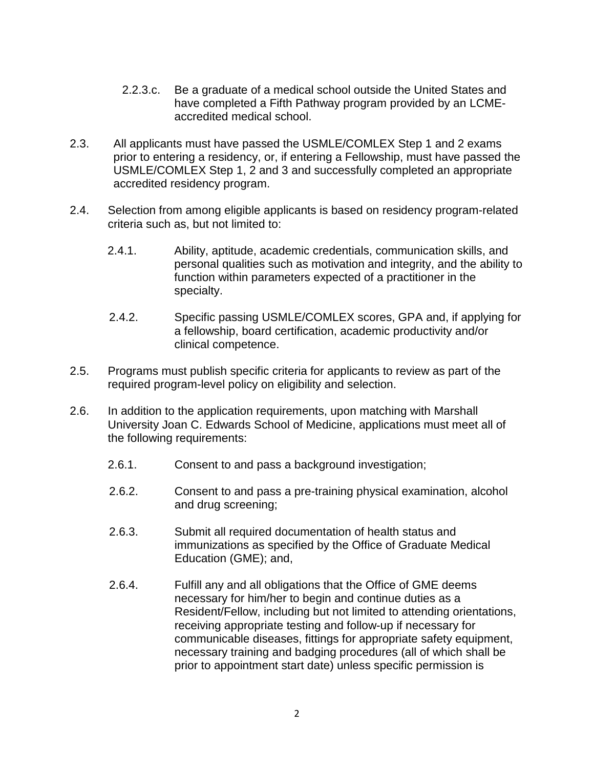2.2.3.c. Be a graduate of a medical school outside the United States and have completed a Fifth Pathway program provided by an LCME-accredited medical school.

2.3. All applicants must have passed the USMLE/COMLEX Step 1 and 2 exams prior to entering a residency, or, if entering a Fellowship, must have passed the USMLE/COMLEX Step 1, 2 and 3 and successfully completed an appropriate accredited residency program.

2.4. Selection from among eligible applicants is based on residency program-related criteria such as, but not limited to:

2.4.1. Ability, aptitude, academic credentials, communication skills, and personal qualities such as motivation and integrity, and the ability to function within parameters expected of a practitioner in the specialty.

2.4.2. Specific passing USMLE/COMLEX scores, GPA and, if applying for a fellowship, board certification, academic productivity and/or clinical competence.

2.5. Programs must publish specific criteria for applicants to review as part of the required program-level policy on eligibility and selection.

2.6. In addition to the application requirements, upon matching with Marshall University Joan C. Edwards School of Medicine, applications must meet all of the following requirements:

2.6.1. Consent to and pass a background investigation;

2.6.2. Consent to and pass a pre-training physical examination, alcohol and drug screening;

2.6.3. Submit all required documentation of health status and immunizations as specified by the Office of Graduate Medical Education (GME); and,

2.6.4. Fulfill any and all obligations that the Office of GME deems necessary for him/her to begin and continue duties as a Resident/Fellow, including but not limited to attending orientations, receiving appropriate testing and follow-up if necessary for communicable diseases, fittings for appropriate safety equipment, necessary training and badging procedures (all of which shall be prior to appointment start date) unless specific permission is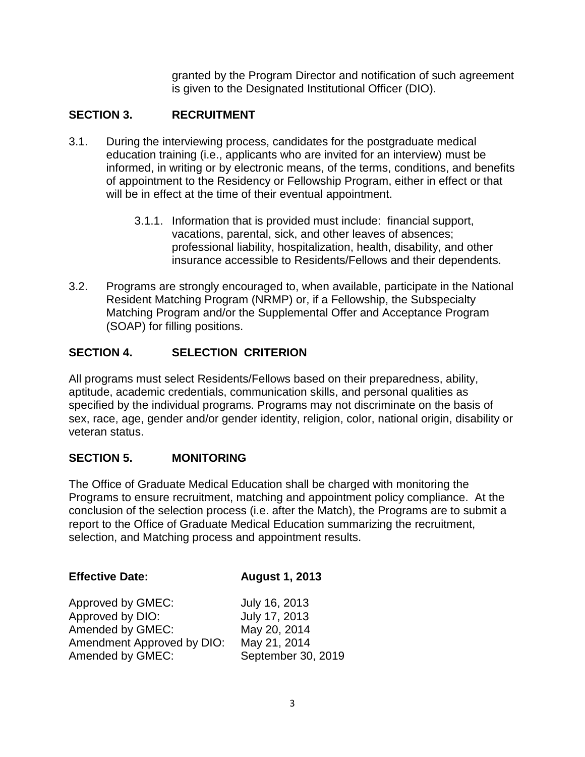granted by the Program Director and notification of such agreement is given to the Designated Institutional Officer (DIO).

## SECTION 3. RECRUITMENT

3.1. During the interviewing process, candidates for the postgraduate medical education training (i.e., applicants who are invited for an interview) must be informed, in writing or by electronic means, of the terms, conditions, and benefits of appointment to the Residency or Fellowship Program, either in effect or that will be in effect at the time of their eventual appointment.

   3.1.1. Information that is provided must include: financial support, vacations, parental, sick, and other leaves of absences; professional liability, hospitalization, health, disability, and other insurance accessible to Residents/Fellows and their dependents.

3.2. Programs are strongly encouraged to, when available, participate in the National Resident Matching Program (NRMP) or, if a Fellowship, the Subspecialty Matching Program and/or the Supplemental Offer and Acceptance Program (SOAP) for filling positions.

## SECTION 4. SELECTION CRITERION

All programs must select Residents/Fellows based on their preparedness, ability, aptitude, academic credentials, communication skills, and personal qualities as specified by the individual programs. Programs may not discriminate on the basis of sex, race, age, gender and/or gender identity, religion, color, national origin, disability or veteran status.

## SECTION 5. MONITORING

The Office of Graduate Medical Education shall be charged with monitoring the Programs to ensure recruitment, matching and appointment policy compliance. At the conclusion of the selection process (i.e. after the Match), the Programs are to submit a report to the Office of Graduate Medical Education summarizing the recruitment, selection, and Matching process and appointment results.

| | |
|---|---|
| **Effective Date:** | **August 1, 2013** |
| Approved by GMEC: | July 16, 2013 |
| Approved by DIO: | July 17, 2013 |
| Amended by GMEC: | May 20, 2014 |
| Amendment Approved by DIO: | May 21, 2014 |
| Amended by GMEC: | September 30, 2019 |